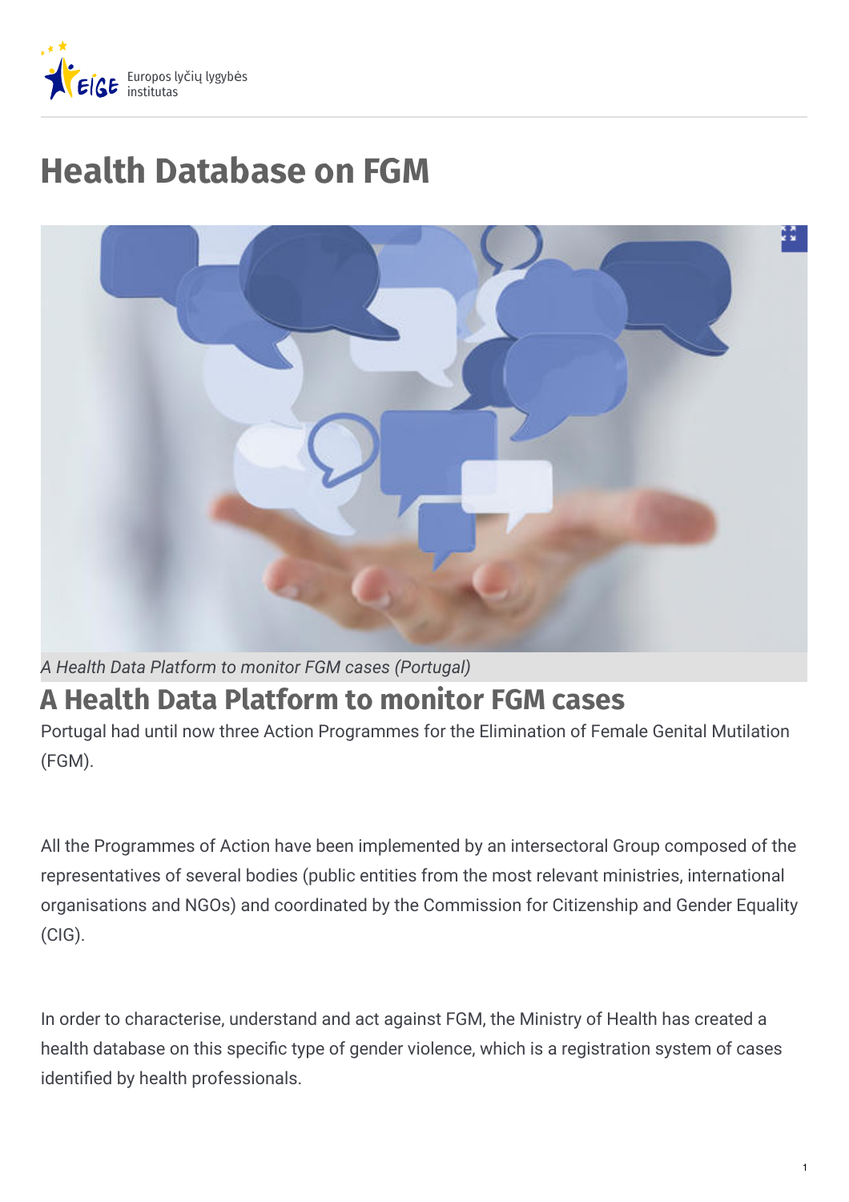# Health Database on FGM

*A Health Data Platform to monitor FGM cases (Portugal)*

## A Health Data Platform to monitor FGM cases

Portugal had until now three Action Programmes for the Elimination of Female Genital Mutilation (FGM).

All the Programmes of Action have been implemented by an intersectoral Group composed of the representatives of several bodies (public entities from the most relevant ministries, international organisations and NGOs) and coordinated by the Commission for Citizenship and Gender Equality (CIG).

In order to characterise, understand and act against FGM, the Ministry of Health has created a health database on this specific type of gender violence, which is a registration system of cases identified by health professionals.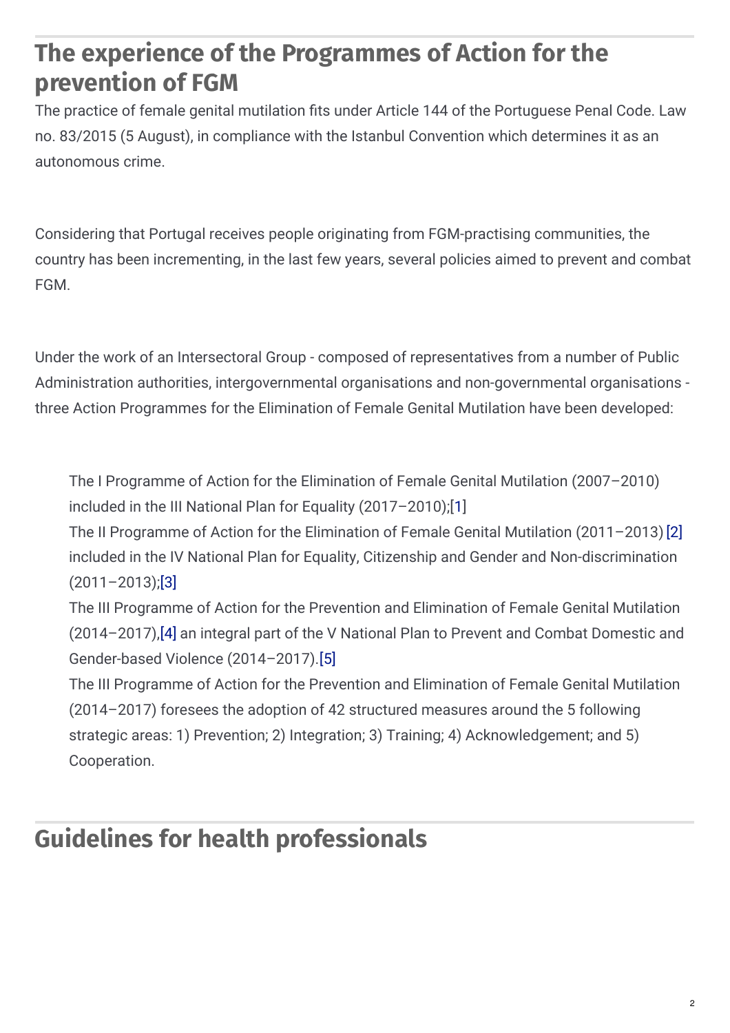## The experience of the Programmes of Action for the prevention of FGM

The practice of female genital mutilation fits under Article 144 of the Portuguese Penal Code. Law no. 83/2015 (5 August), in compliance with the Istanbul Convention which determines it as an autonomous crime.

Considering that Portugal receives people originating from FGM-practising communities, the country has been incrementing, in the last few years, several policies aimed to prevent and combat FGM.

Under the work of an Intersectoral Group - composed of representatives from a number of Public Administration authorities, intergovernmental organisations and non-governmental organisations - three Action Programmes for the Elimination of Female Genital Mutilation have been developed:

- The I Programme of Action for the Elimination of Female Genital Mutilation (2007–2010) included in the III National Plan for Equality (2017–2010);[1]
- The II Programme of Action for the Elimination of Female Genital Mutilation (2011–2013) [2] included in the IV National Plan for Equality, Citizenship and Gender and Non-discrimination (2011–2013);[3]
- The III Programme of Action for the Prevention and Elimination of Female Genital Mutilation (2014–2017),[4] an integral part of the V National Plan to Prevent and Combat Domestic and Gender-based Violence (2014–2017).[5]
- The III Programme of Action for the Prevention and Elimination of Female Genital Mutilation (2014–2017) foresees the adoption of 42 structured measures around the 5 following strategic areas: 1) Prevention; 2) Integration; 3) Training; 4) Acknowledgement; and 5) Cooperation.

## Guidelines for health professionals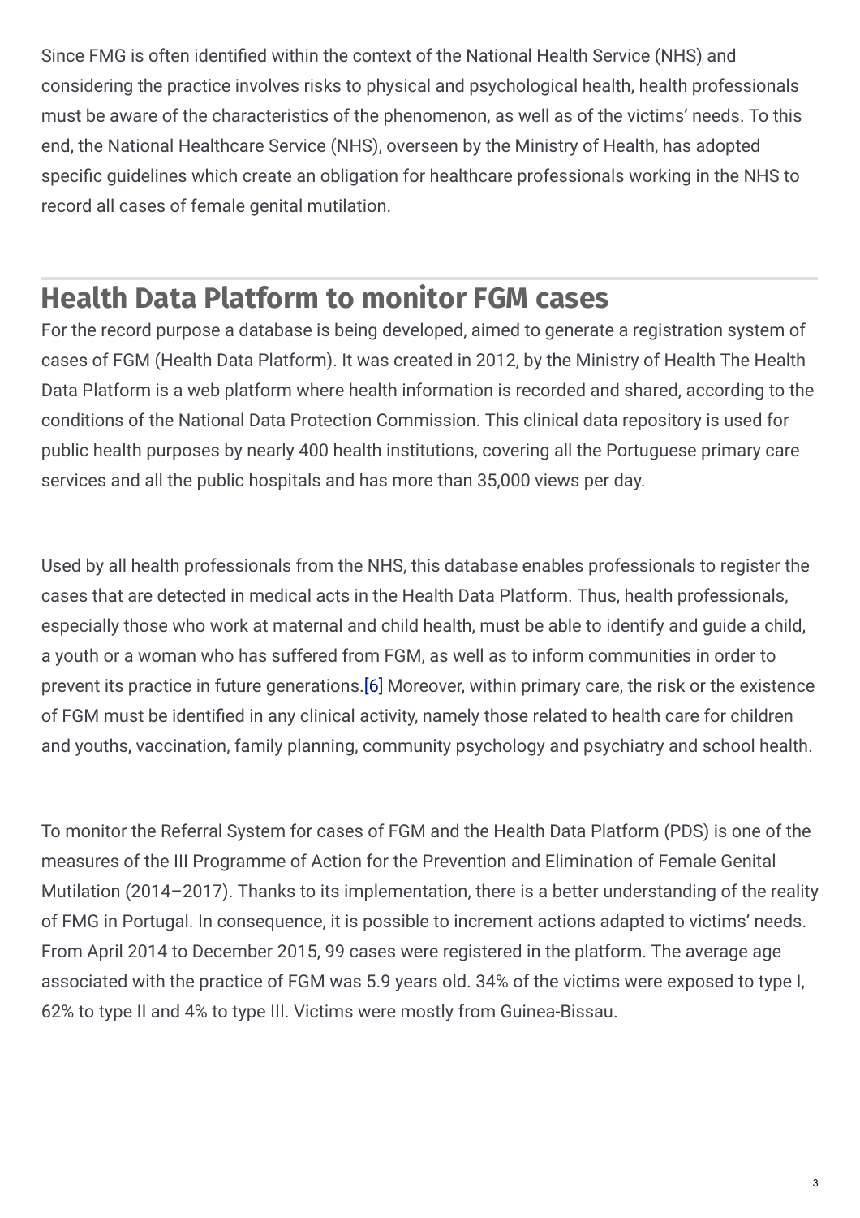Since FMG is often identified within the context of the National Health Service (NHS) and considering the practice involves risks to physical and psychological health, health professionals must be aware of the characteristics of the phenomenon, as well as of the victims' needs. To this end, the National Healthcare Service (NHS), overseen by the Ministry of Health, has adopted specific guidelines which create an obligation for healthcare professionals working in the NHS to record all cases of female genital mutilation.

## Health Data Platform to monitor FGM cases

For the record purpose a database is being developed, aimed to generate a registration system of cases of FGM (Health Data Platform). It was created in 2012, by the Ministry of Health The Health Data Platform is a web platform where health information is recorded and shared, according to the conditions of the National Data Protection Commission. This clinical data repository is used for public health purposes by nearly 400 health institutions, covering all the Portuguese primary care services and all the public hospitals and has more than 35,000 views per day.

Used by all health professionals from the NHS, this database enables professionals to register the cases that are detected in medical acts in the Health Data Platform. Thus, health professionals, especially those who work at maternal and child health, must be able to identify and guide a child, a youth or a woman who has suffered from FGM, as well as to inform communities in order to prevent its practice in future generations.[6] Moreover, within primary care, the risk or the existence of FGM must be identified in any clinical activity, namely those related to health care for children and youths, vaccination, family planning, community psychology and psychiatry and school health.

To monitor the Referral System for cases of FGM and the Health Data Platform (PDS) is one of the measures of the III Programme of Action for the Prevention and Elimination of Female Genital Mutilation (2014–2017). Thanks to its implementation, there is a better understanding of the reality of FMG in Portugal. In consequence, it is possible to increment actions adapted to victims' needs. From April 2014 to December 2015, 99 cases were registered in the platform. The average age associated with the practice of FGM was 5.9 years old. 34% of the victims were exposed to type I, 62% to type II and 4% to type III. Victims were mostly from Guinea-Bissau.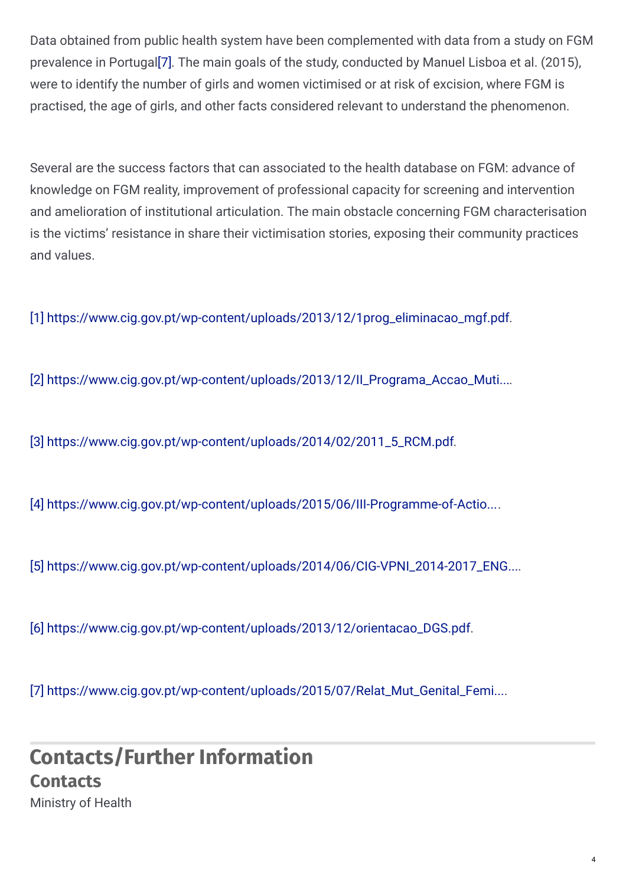Data obtained from public health system have been complemented with data from a study on FGM prevalence in Portugal[7]. The main goals of the study, conducted by Manuel Lisboa et al. (2015), were to identify the number of girls and women victimised or at risk of excision, where FGM is practised, the age of girls, and other facts considered relevant to understand the phenomenon.

Several are the success factors that can associated to the health database on FGM: advance of knowledge on FGM reality, improvement of professional capacity for screening and intervention and amelioration of institutional articulation. The main obstacle concerning FGM characterisation is the victims' resistance in share their victimisation stories, exposing their community practices and values.

[1] https://www.cig.gov.pt/wp-content/uploads/2013/12/1prog_eliminacao_mgf.pdf.

[2] https://www.cig.gov.pt/wp-content/uploads/2013/12/II_Programa_Accao_Muti....

[3] https://www.cig.gov.pt/wp-content/uploads/2014/02/2011_5_RCM.pdf.

[4] https://www.cig.gov.pt/wp-content/uploads/2015/06/III-Programme-of-Actio....

[5] https://www.cig.gov.pt/wp-content/uploads/2014/06/CIG-VPNI_2014-2017_ENG....

[6] https://www.cig.gov.pt/wp-content/uploads/2013/12/orientacao_DGS.pdf.

[7] https://www.cig.gov.pt/wp-content/uploads/2015/07/Relat_Mut_Genital_Femi....

# Contacts/Further Information

## Contacts

Ministry of Health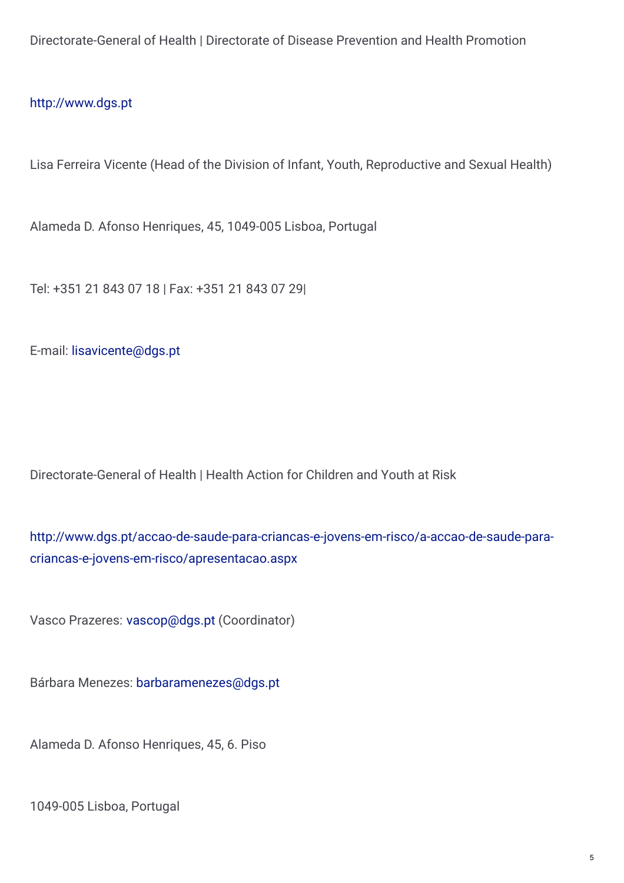Directorate-General of Health | Directorate of Disease Prevention and Health Promotion

http://www.dgs.pt

Lisa Ferreira Vicente (Head of the Division of Infant, Youth, Reproductive and Sexual Health)

Alameda D. Afonso Henriques, 45, 1049-005 Lisboa, Portugal

Tel: +351 21 843 07 18 | Fax: +351 21 843 07 29|

E-mail: lisavicente@dgs.pt

Directorate-General of Health | Health Action for Children and Youth at Risk

http://www.dgs.pt/accao-de-saude-para-criancas-e-jovens-em-risco/a-accao-de-saude-para-criancas-e-jovens-em-risco/apresentacao.aspx

Vasco Prazeres: vascop@dgs.pt (Coordinator)

Bárbara Menezes: barbaramenezes@dgs.pt

Alameda D. Afonso Henriques, 45, 6. Piso

1049-005 Lisboa, Portugal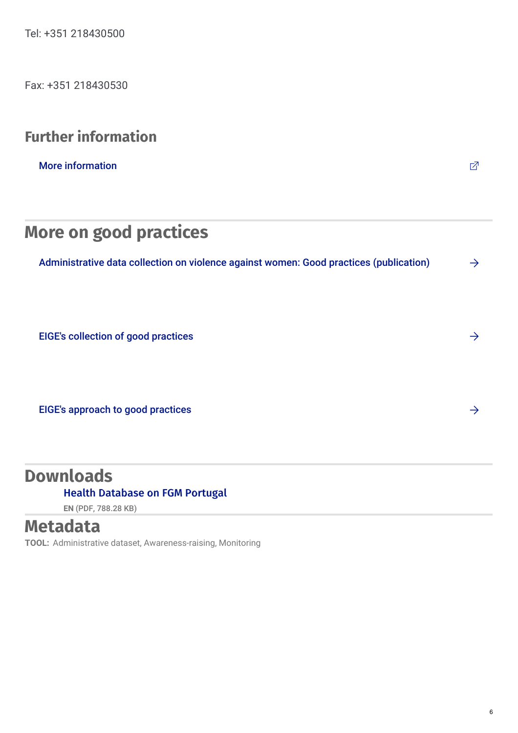Tel: +351 218430500

Fax: +351 218430530

## Further information

More information

## More on good practices

Administrative data collection on violence against women: Good practices (publication)

EIGE's collection of good practices

EIGE's approach to good practices

## Downloads

Health Database on FGM Portugal

**EN** (PDF, 788.28 KB)

## Metadata

**TOOL:** Administrative dataset, Awareness-raising, Monitoring